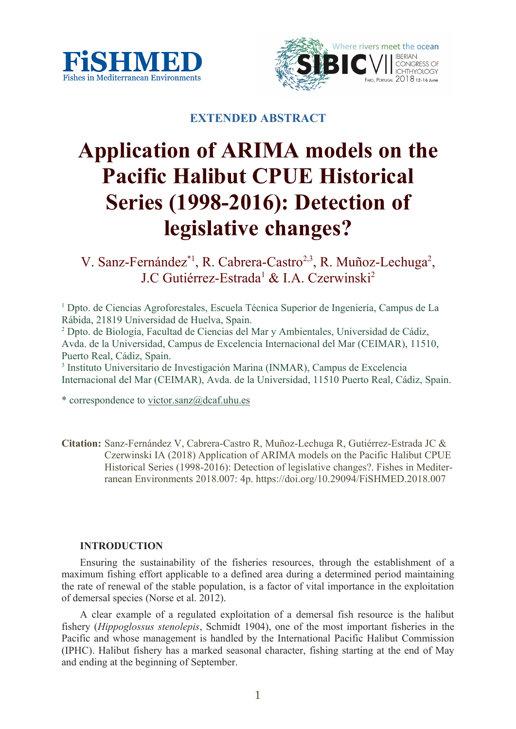**EXTENDED ABSTRACT**

# Application of ARIMA models on the Pacific Halibut CPUE Historical Series (1998-2016): Detection of legislative changes?

V. Sanz-Fernández[*1], R. Cabrera-Castro[2,3], R. Muñoz-Lechuga[2], J.C Gutiérrez-Estrada[1] & I.A. Czerwinski[2]

[1] Dpto. de Ciencias Agroforestales, Escuela Técnica Superior de Ingeniería, Campus de La Rábida, 21819 Universidad de Huelva, Spain.

[2] Dpto. de Biología, Facultad de Ciencias del Mar y Ambientales, Universidad de Cádiz, Avda. de la Universidad, Campus de Excelencia Internacional del Mar (CEIMAR), 11510, Puerto Real, Cádiz, Spain.

[3] Instituto Universitario de Investigación Marina (INMAR), Campus de Excelencia Internacional del Mar (CEIMAR), Avda. de la Universidad, 11510 Puerto Real, Cádiz, Spain.

* correspondence to victor.sanz@dcaf.uhu.es

**Citation:** Sanz-Fernández V, Cabrera-Castro R, Muñoz-Lechuga R, Gutiérrez-Estrada JC & Czerwinski IA (2018) Application of ARIMA models on the Pacific Halibut CPUE Historical Series (1998-2016): Detection of legislative changes?. Fishes in Mediterranean Environments 2018.007: 4p. https://doi.org/10.29094/FiSHMED.2018.007

## INTRODUCTION

Ensuring the sustainability of the fisheries resources, through the establishment of a maximum fishing effort applicable to a defined area during a determined period maintaining the rate of renewal of the stable population, is a factor of vital importance in the exploitation of demersal species (Norse et al. 2012).

A clear example of a regulated exploitation of a demersal fish resource is the halibut fishery (*Hippoglossus stenolepis*, Schmidt 1904), one of the most important fisheries in the Pacific and whose management is handled by the International Pacific Halibut Commission (IPHC). Halibut fishery has a marked seasonal character, fishing starting at the end of May and ending at the beginning of September.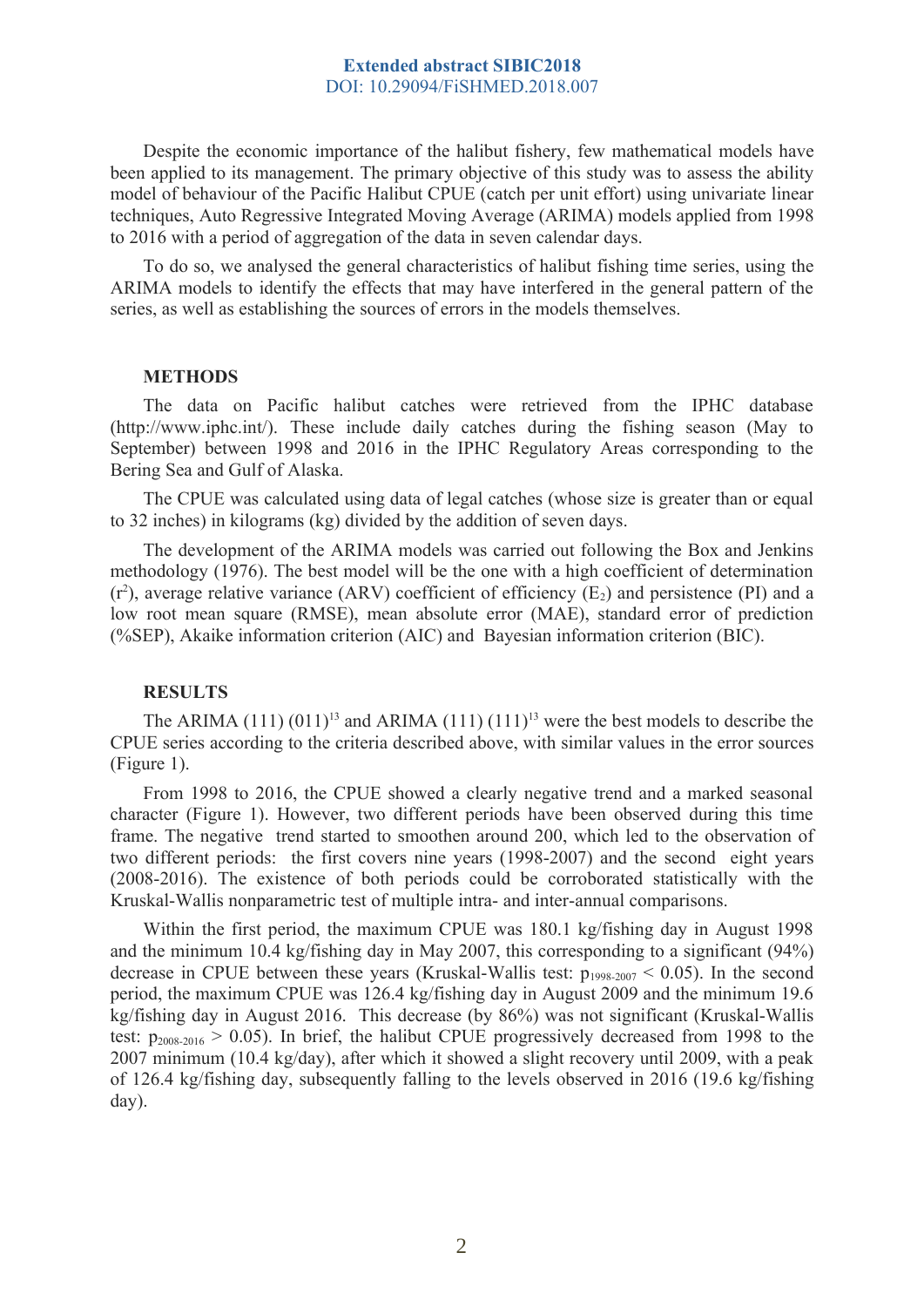Despite the economic importance of the halibut fishery, few mathematical models have been applied to its management. The primary objective of this study was to assess the ability model of behaviour of the Pacific Halibut CPUE (catch per unit effort) using univariate linear techniques, Auto Regressive Integrated Moving Average (ARIMA) models applied from 1998 to 2016 with a period of aggregation of the data in seven calendar days.

To do so, we analysed the general characteristics of halibut fishing time series, using the ARIMA models to identify the effects that may have interfered in the general pattern of the series, as well as establishing the sources of errors in the models themselves.

## METHODS

The data on Pacific halibut catches were retrieved from the IPHC database (http://www.iphc.int/). These include daily catches during the fishing season (May to September) between 1998 and 2016 in the IPHC Regulatory Areas corresponding to the Bering Sea and Gulf of Alaska.

The CPUE was calculated using data of legal catches (whose size is greater than or equal to 32 inches) in kilograms (kg) divided by the addition of seven days.

The development of the ARIMA models was carried out following the Box and Jenkins methodology (1976). The best model will be the one with a high coefficient of determination ($r^2$), average relative variance (ARV) coefficient of efficiency ($E_2$) and persistence (PI) and a low root mean square (RMSE), mean absolute error (MAE), standard error of prediction (%SEP), Akaike information criterion (AIC) and Bayesian information criterion (BIC).

## RESULTS

The ARIMA $(111)(011)^{13}$ and ARIMA $(111)(111)^{13}$ were the best models to describe the CPUE series according to the criteria described above, with similar values in the error sources (Figure 1).

From 1998 to 2016, the CPUE showed a clearly negative trend and a marked seasonal character (Figure 1). However, two different periods have been observed during this time frame. The negative trend started to smoothen around 200, which led to the observation of two different periods: the first covers nine years (1998-2007) and the second eight years (2008-2016). The existence of both periods could be corroborated statistically with the Kruskal-Wallis nonparametric test of multiple intra- and inter-annual comparisons.

Within the first period, the maximum CPUE was 180.1 kg/fishing day in August 1998 and the minimum 10.4 kg/fishing day in May 2007, this corresponding to a significant (94%) decrease in CPUE between these years (Kruskal-Wallis test: $p_{1998\text{-}2007} < 0.05$). In the second period, the maximum CPUE was 126.4 kg/fishing day in August 2009 and the minimum 19.6 kg/fishing day in August 2016. This decrease (by 86%) was not significant (Kruskal-Wallis test: $p_{2008\text{-}2016} > 0.05$). In brief, the halibut CPUE progressively decreased from 1998 to the 2007 minimum (10.4 kg/day), after which it showed a slight recovery until 2009, with a peak of 126.4 kg/fishing day, subsequently falling to the levels observed in 2016 (19.6 kg/fishing day).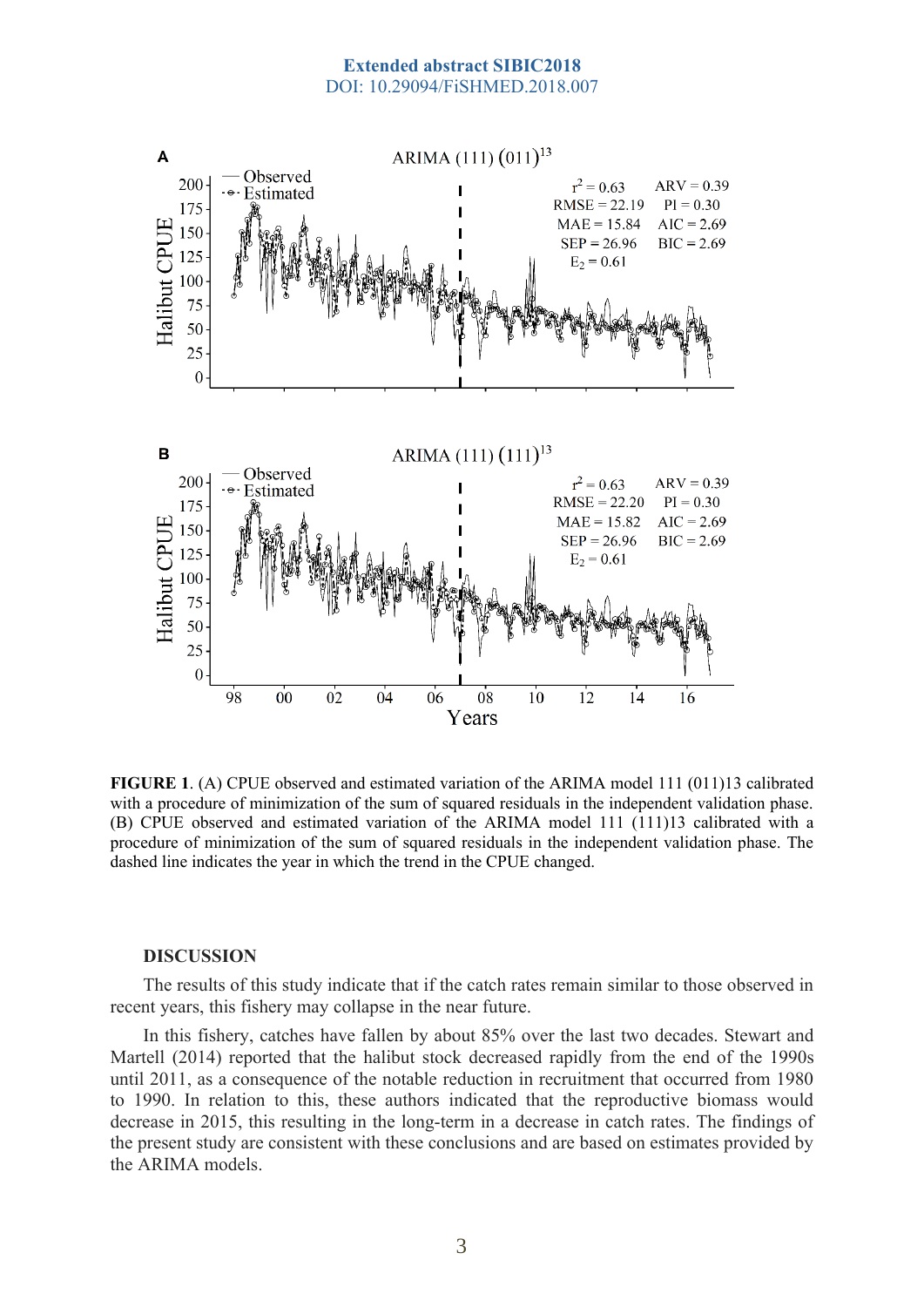**FIGURE 1**. (A) CPUE observed and estimated variation of the ARIMA model 111 (011)13 calibrated with a procedure of minimization of the sum of squared residuals in the independent validation phase. (B) CPUE observed and estimated variation of the ARIMA model 111 (111)13 calibrated with a procedure of minimization of the sum of squared residuals in the independent validation phase. The dashed line indicates the year in which the trend in the CPUE changed.

## DISCUSSION

The results of this study indicate that if the catch rates remain similar to those observed in recent years, this fishery may collapse in the near future.

In this fishery, catches have fallen by about 85% over the last two decades. Stewart and Martell (2014) reported that the halibut stock decreased rapidly from the end of the 1990s until 2011, as a consequence of the notable reduction in recruitment that occurred from 1980 to 1990. In relation to this, these authors indicated that the reproductive biomass would decrease in 2015, this resulting in the long-term in a decrease in catch rates. The findings of the present study are consistent with these conclusions and are based on estimates provided by the ARIMA models.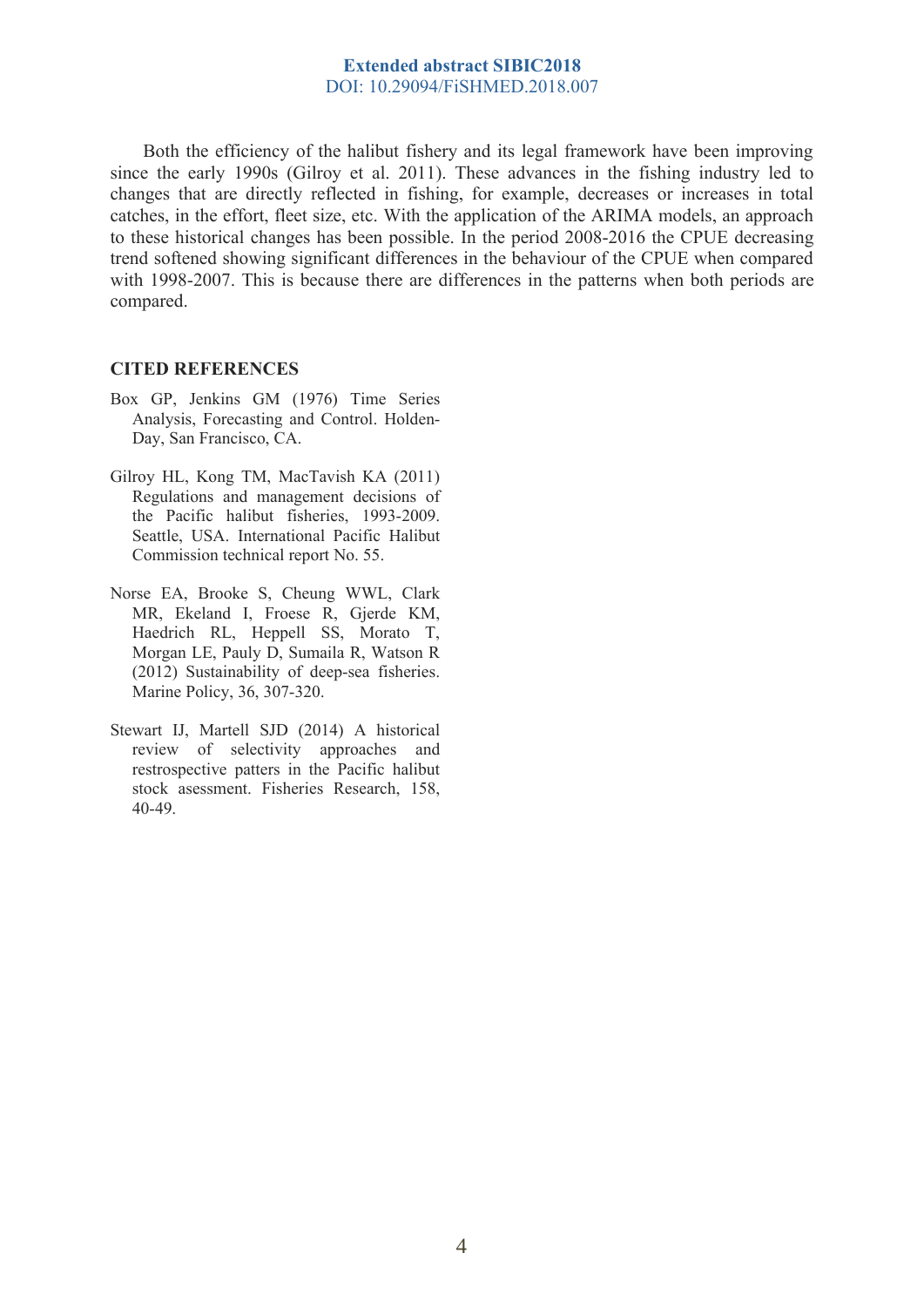Both the efficiency of the halibut fishery and its legal framework have been improving since the early 1990s (Gilroy et al. 2011). These advances in the fishing industry led to changes that are directly reflected in fishing, for example, decreases or increases in total catches, in the effort, fleet size, etc. With the application of the ARIMA models, an approach to these historical changes has been possible. In the period 2008-2016 the CPUE decreasing trend softened showing significant differences in the behaviour of the CPUE when compared with 1998-2007. This is because there are differences in the patterns when both periods are compared.

## CITED REFERENCES

Box GP, Jenkins GM (1976) Time Series Analysis, Forecasting and Control. Holden-Day, San Francisco, CA.

Gilroy HL, Kong TM, MacTavish KA (2011) Regulations and management decisions of the Pacific halibut fisheries, 1993-2009. Seattle, USA. International Pacific Halibut Commission technical report No. 55.

Norse EA, Brooke S, Cheung WWL, Clark MR, Ekeland I, Froese R, Gjerde KM, Haedrich RL, Heppell SS, Morato T, Morgan LE, Pauly D, Sumaila R, Watson R (2012) Sustainability of deep-sea fisheries. Marine Policy, 36, 307-320.

Stewart IJ, Martell SJD (2014) A historical review of selectivity approaches and restrospective patters in the Pacific halibut stock asessment. Fisheries Research, 158, 40-49.